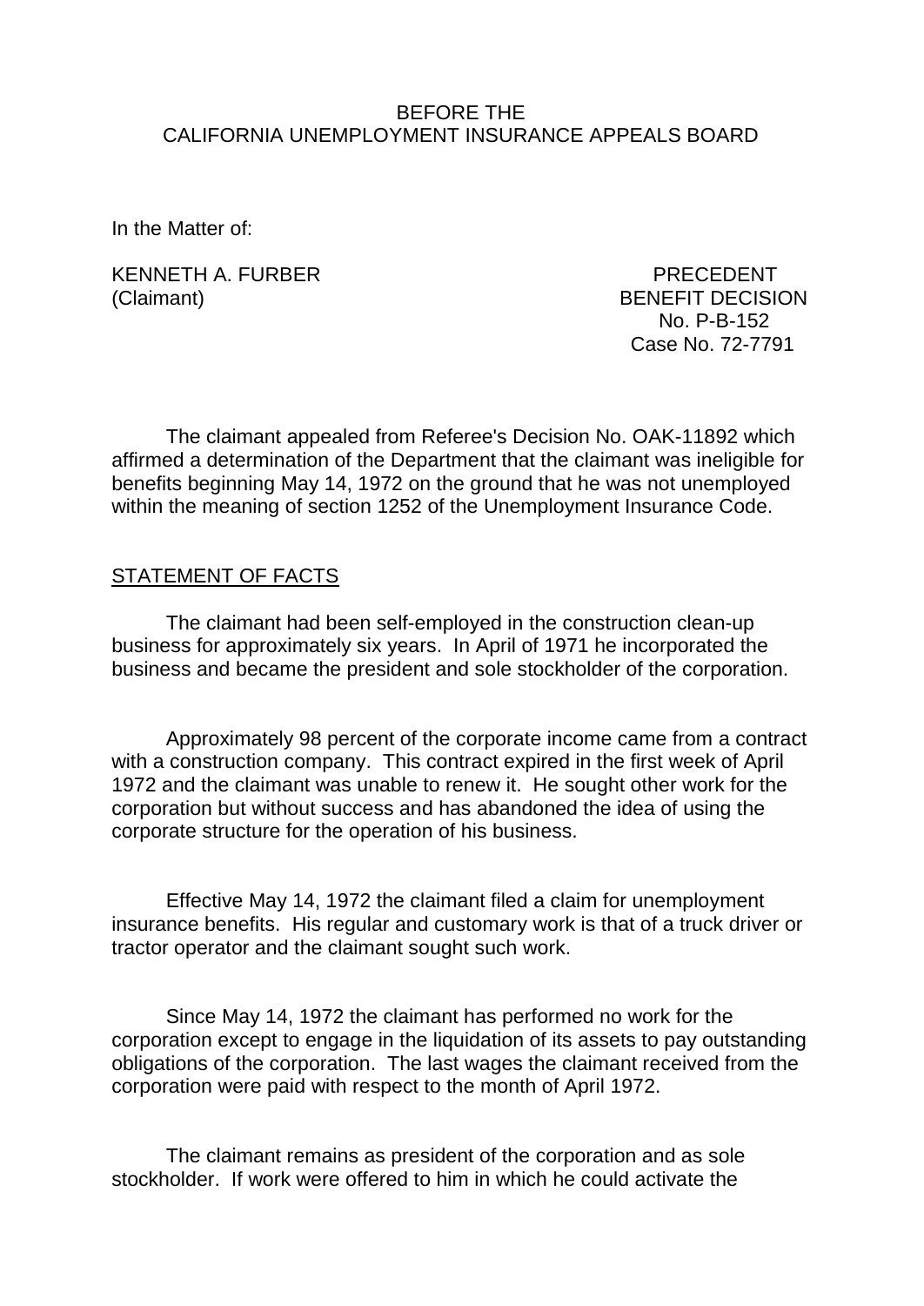BEFORE THE
CALIFORNIA UNEMPLOYMENT INSURANCE APPEALS BOARD

In the Matter of:

KENNETH A. FURBER
(Claimant)

PRECEDENT
BENEFIT DECISION
No. P-B-152
Case No. 72-7791

The claimant appealed from Referee's Decision No. OAK-11892 which affirmed a determination of the Department that the claimant was ineligible for benefits beginning May 14, 1972 on the ground that he was not unemployed within the meaning of section 1252 of the Unemployment Insurance Code.

STATEMENT OF FACTS

The claimant had been self-employed in the construction clean-up business for approximately six years. In April of 1971 he incorporated the business and became the president and sole stockholder of the corporation.

Approximately 98 percent of the corporate income came from a contract with a construction company. This contract expired in the first week of April 1972 and the claimant was unable to renew it. He sought other work for the corporation but without success and has abandoned the idea of using the corporate structure for the operation of his business.

Effective May 14, 1972 the claimant filed a claim for unemployment insurance benefits. His regular and customary work is that of a truck driver or tractor operator and the claimant sought such work.

Since May 14, 1972 the claimant has performed no work for the corporation except to engage in the liquidation of its assets to pay outstanding obligations of the corporation. The last wages the claimant received from the corporation were paid with respect to the month of April 1972.

The claimant remains as president of the corporation and as sole stockholder. If work were offered to him in which he could activate the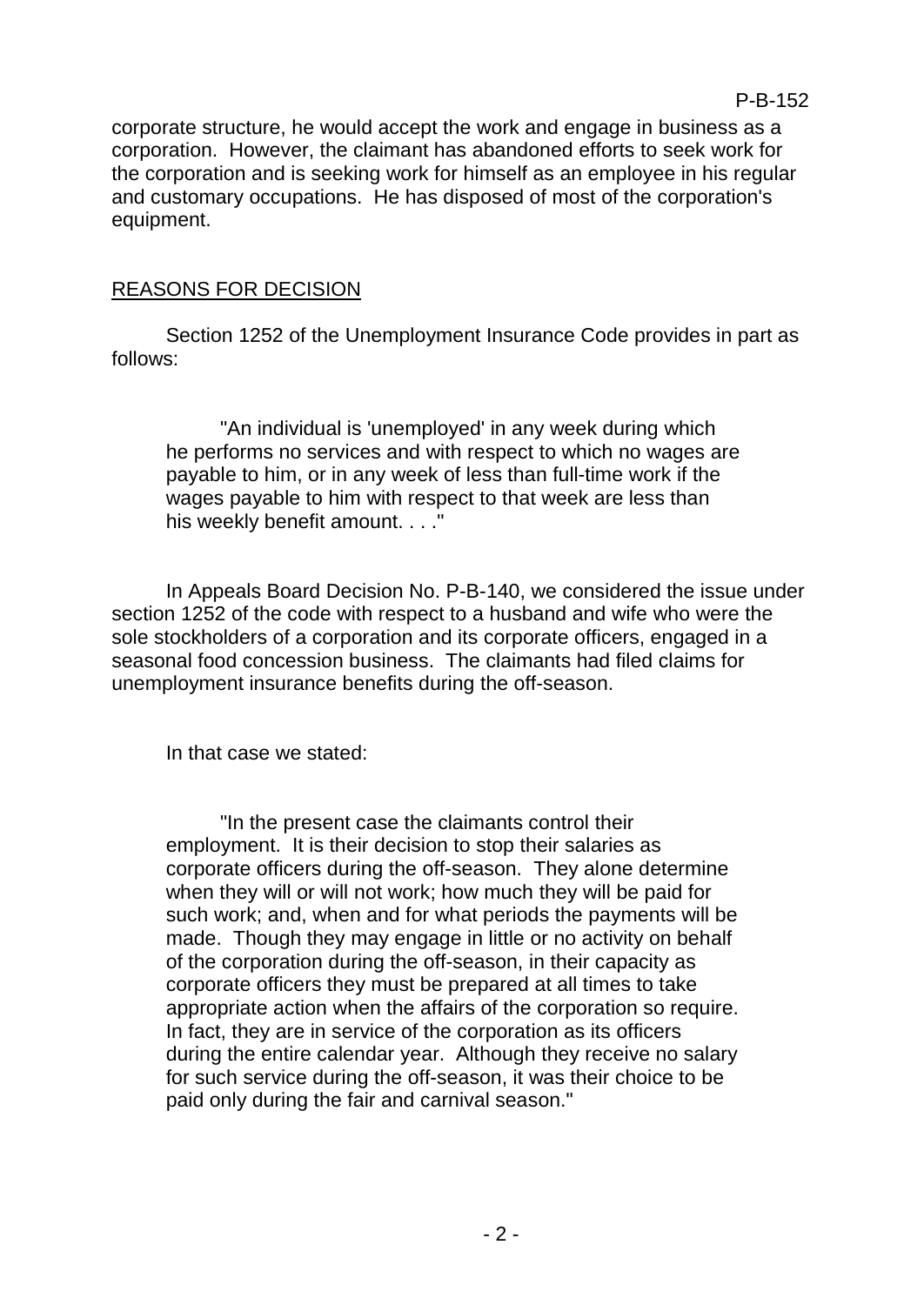corporate structure, he would accept the work and engage in business as a corporation. However, the claimant has abandoned efforts to seek work for the corporation and is seeking work for himself as an employee in his regular and customary occupations. He has disposed of most of the corporation's equipment.

## REASONS FOR DECISION

Section 1252 of the Unemployment Insurance Code provides in part as follows:

> "An individual is 'unemployed' in any week during which he performs no services and with respect to which no wages are payable to him, or in any week of less than full-time work if the wages payable to him with respect to that week are less than his weekly benefit amount. . . ."

In Appeals Board Decision No. P-B-140, we considered the issue under section 1252 of the code with respect to a husband and wife who were the sole stockholders of a corporation and its corporate officers, engaged in a seasonal food concession business. The claimants had filed claims for unemployment insurance benefits during the off-season.

In that case we stated:

> "In the present case the claimants control their employment. It is their decision to stop their salaries as corporate officers during the off-season. They alone determine when they will or will not work; how much they will be paid for such work; and, when and for what periods the payments will be made. Though they may engage in little or no activity on behalf of the corporation during the off-season, in their capacity as corporate officers they must be prepared at all times to take appropriate action when the affairs of the corporation so require. In fact, they are in service of the corporation as its officers during the entire calendar year. Although they receive no salary for such service during the off-season, it was their choice to be paid only during the fair and carnival season."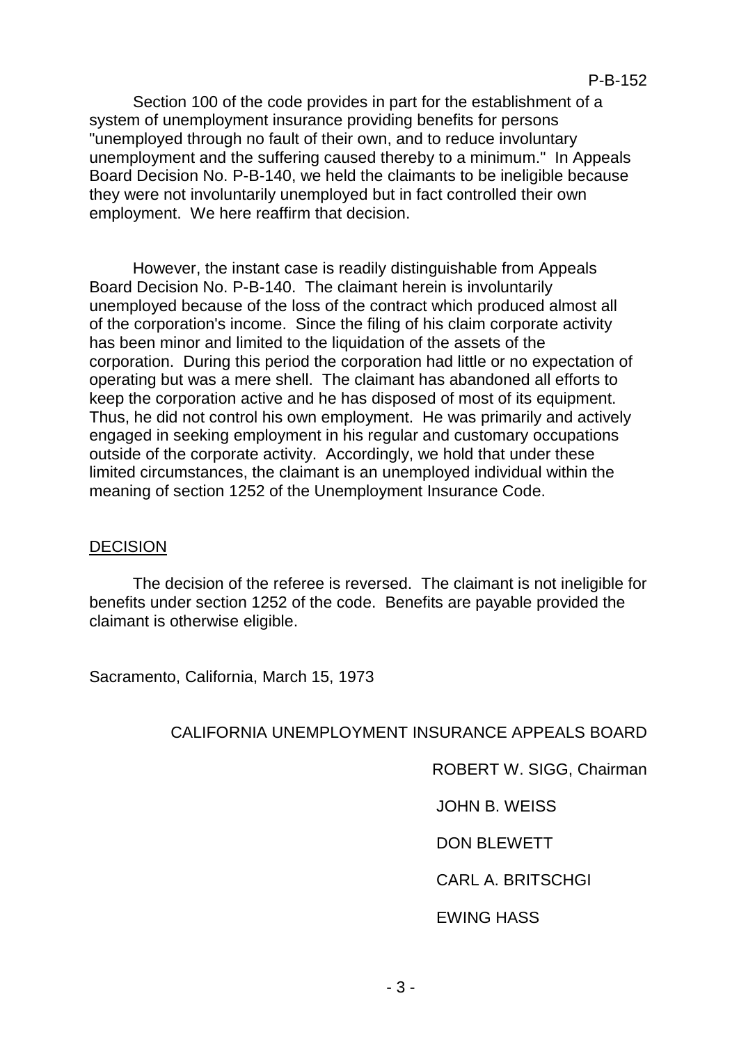Section 100 of the code provides in part for the establishment of a system of unemployment insurance providing benefits for persons "unemployed through no fault of their own, and to reduce involuntary unemployment and the suffering caused thereby to a minimum." In Appeals Board Decision No. P-B-140, we held the claimants to be ineligible because they were not involuntarily unemployed but in fact controlled their own employment. We here reaffirm that decision.

However, the instant case is readily distinguishable from Appeals Board Decision No. P-B-140. The claimant herein is involuntarily unemployed because of the loss of the contract which produced almost all of the corporation's income. Since the filing of his claim corporate activity has been minor and limited to the liquidation of the assets of the corporation. During this period the corporation had little or no expectation of operating but was a mere shell. The claimant has abandoned all efforts to keep the corporation active and he has disposed of most of its equipment. Thus, he did not control his own employment. He was primarily and actively engaged in seeking employment in his regular and customary occupations outside of the corporate activity. Accordingly, we hold that under these limited circumstances, the claimant is an unemployed individual within the meaning of section 1252 of the Unemployment Insurance Code.

## DECISION

The decision of the referee is reversed. The claimant is not ineligible for benefits under section 1252 of the code. Benefits are payable provided the claimant is otherwise eligible.

Sacramento, California, March 15, 1973

CALIFORNIA UNEMPLOYMENT INSURANCE APPEALS BOARD

ROBERT W. SIGG, Chairman

JOHN B. WEISS

DON BLEWETT

CARL A. BRITSCHGI

EWING HASS